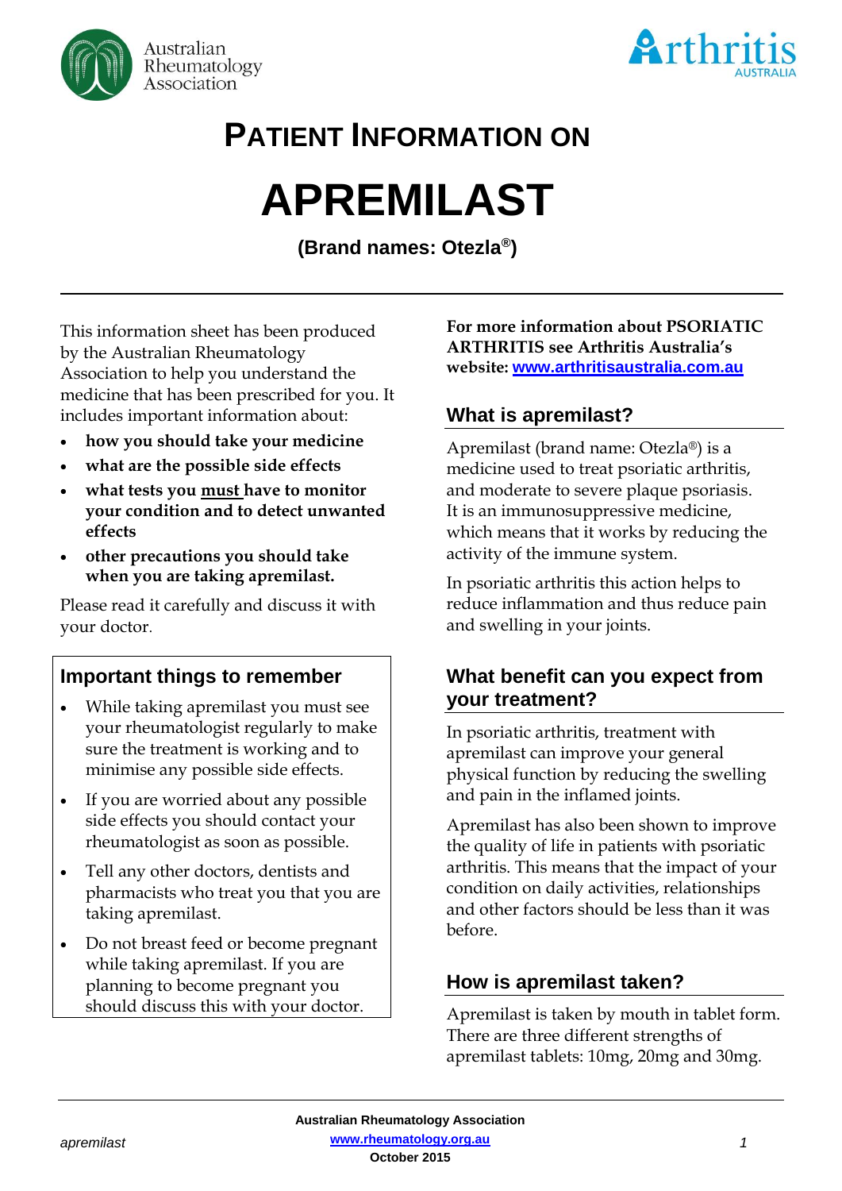# PATIENT INFORMATION ON

# APREMILAST

**(Brand names: Otezla®)**

This information sheet has been produced by the Australian Rheumatology Association to help you understand the medicine that has been prescribed for you. It includes important information about:

- **how you should take your medicine**
- **what are the possible side effects**
- **what tests you must have to monitor your condition and to detect unwanted effects**
- **other precautions you should take when you are taking apremilast.**

Please read it carefully and discuss it with your doctor.

## Important things to remember

- While taking apremilast you must see your rheumatologist regularly to make sure the treatment is working and to minimise any possible side effects.
- If you are worried about any possible side effects you should contact your rheumatologist as soon as possible.
- Tell any other doctors, dentists and pharmacists who treat you that you are taking apremilast.
- Do not breast feed or become pregnant while taking apremilast. If you are planning to become pregnant you should discuss this with your doctor.

**For more information about PSORIATIC ARTHRITIS see Arthritis Australia's website: www.arthritisaustralia.com.au**

## What is apremilast?

Apremilast (brand name: Otezla®) is a medicine used to treat psoriatic arthritis, and moderate to severe plaque psoriasis. It is an immunosuppressive medicine, which means that it works by reducing the activity of the immune system.

In psoriatic arthritis this action helps to reduce inflammation and thus reduce pain and swelling in your joints.

## What benefit can you expect from your treatment?

In psoriatic arthritis, treatment with apremilast can improve your general physical function by reducing the swelling and pain in the inflamed joints.

Apremilast has also been shown to improve the quality of life in patients with psoriatic arthritis. This means that the impact of your condition on daily activities, relationships and other factors should be less than it was before.

## How is apremilast taken?

Apremilast is taken by mouth in tablet form. There are three different strengths of apremilast tablets: 10mg, 20mg and 30mg.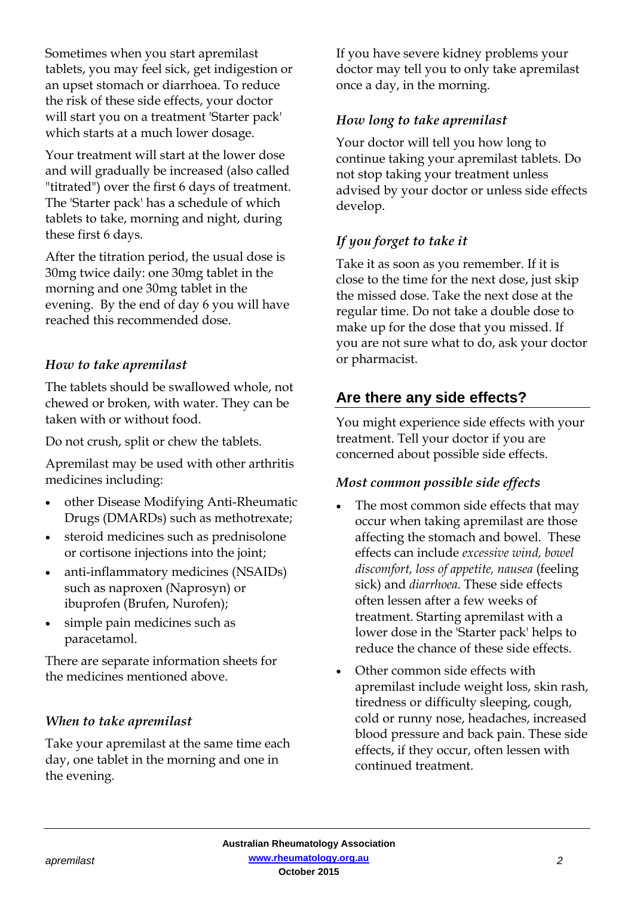Sometimes when you start apremilast tablets, you may feel sick, get indigestion or an upset stomach or diarrhoea. To reduce the risk of these side effects, your doctor will start you on a treatment 'Starter pack' which starts at a much lower dosage.

Your treatment will start at the lower dose and will gradually be increased (also called "titrated") over the first 6 days of treatment. The 'Starter pack' has a schedule of which tablets to take, morning and night, during these first 6 days.

After the titration period, the usual dose is 30mg twice daily: one 30mg tablet in the morning and one 30mg tablet in the evening. By the end of day 6 you will have reached this recommended dose.

### *How to take apremilast*

The tablets should be swallowed whole, not chewed or broken, with water. They can be taken with or without food.

Do not crush, split or chew the tablets.

Apremilast may be used with other arthritis medicines including:

- other Disease Modifying Anti-Rheumatic Drugs (DMARDs) such as methotrexate;
- steroid medicines such as prednisolone or cortisone injections into the joint;
- anti-inflammatory medicines (NSAIDs) such as naproxen (Naprosyn) or ibuprofen (Brufen, Nurofen);
- simple pain medicines such as paracetamol.

There are separate information sheets for the medicines mentioned above.

### *When to take apremilast*

Take your apremilast at the same time each day, one tablet in the morning and one in the evening.

If you have severe kidney problems your doctor may tell you to only take apremilast once a day, in the morning.

### *How long to take apremilast*

Your doctor will tell you how long to continue taking your apremilast tablets. Do not stop taking your treatment unless advised by your doctor or unless side effects develop.

### *If you forget to take it*

Take it as soon as you remember. If it is close to the time for the next dose, just skip the missed dose. Take the next dose at the regular time. Do not take a double dose to make up for the dose that you missed. If you are not sure what to do, ask your doctor or pharmacist.

## Are there any side effects?

You might experience side effects with your treatment. Tell your doctor if you are concerned about possible side effects.

### *Most common possible side effects*

- The most common side effects that may occur when taking apremilast are those affecting the stomach and bowel. These effects can include *excessive wind, bowel discomfort, loss of appetite, nausea* (feeling sick) and *diarrhoea*. These side effects often lessen after a few weeks of treatment. Starting apremilast with a lower dose in the 'Starter pack' helps to reduce the chance of these side effects.
- Other common side effects with apremilast include weight loss, skin rash, tiredness or difficulty sleeping, cough, cold or runny nose, headaches, increased blood pressure and back pain. These side effects, if they occur, often lessen with continued treatment.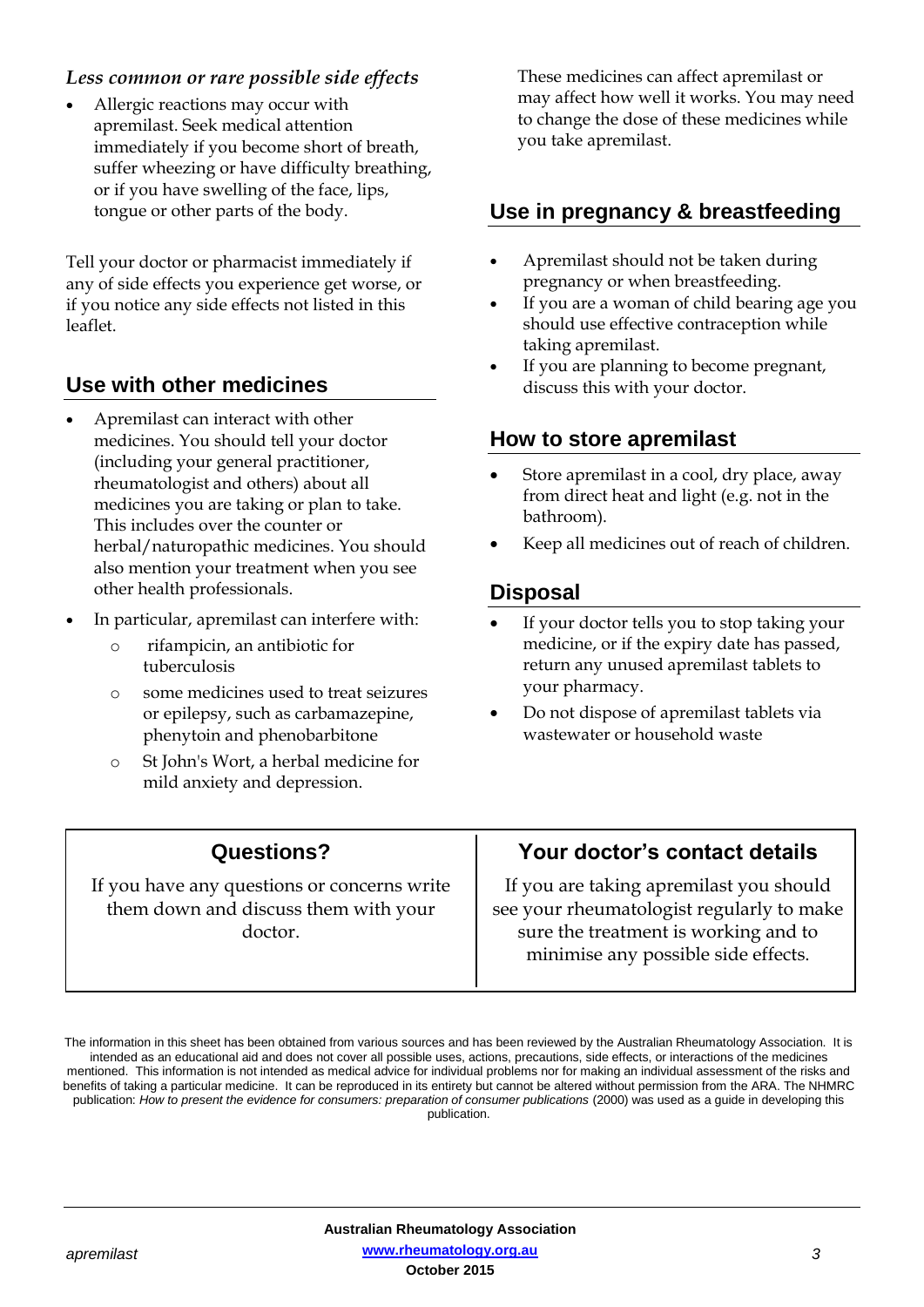### *Less common or rare possible side effects*

- Allergic reactions may occur with apremilast. Seek medical attention immediately if you become short of breath, suffer wheezing or have difficulty breathing, or if you have swelling of the face, lips, tongue or other parts of the body.

Tell your doctor or pharmacist immediately if any of side effects you experience get worse, or if you notice any side effects not listed in this leaflet.

## Use with other medicines

- Apremilast can interact with other medicines. You should tell your doctor (including your general practitioner, rheumatologist and others) about all medicines you are taking or plan to take. This includes over the counter or herbal/naturopathic medicines. You should also mention your treatment when you see other health professionals.
- In particular, apremilast can interfere with:
  - rifampicin, an antibiotic for tuberculosis
  - some medicines used to treat seizures or epilepsy, such as carbamazepine, phenytoin and phenobarbitone
  - St John's Wort, a herbal medicine for mild anxiety and depression.

These medicines can affect apremilast or may affect how well it works. You may need to change the dose of these medicines while you take apremilast.

## Use in pregnancy & breastfeeding

- Apremilast should not be taken during pregnancy or when breastfeeding.
- If you are a woman of child bearing age you should use effective contraception while taking apremilast.
- If you are planning to become pregnant, discuss this with your doctor.

## How to store apremilast

- Store apremilast in a cool, dry place, away from direct heat and light (e.g. not in the bathroom).
- Keep all medicines out of reach of children.

## Disposal

- If your doctor tells you to stop taking your medicine, or if the expiry date has passed, return any unused apremilast tablets to your pharmacy.
- Do not dispose of apremilast tablets via wastewater or household waste

## Questions?

If you have any questions or concerns write them down and discuss them with your doctor.

## Your doctor's contact details

If you are taking apremilast you should see your rheumatologist regularly to make sure the treatment is working and to minimise any possible side effects.

The information in this sheet has been obtained from various sources and has been reviewed by the Australian Rheumatology Association. It is intended as an educational aid and does not cover all possible uses, actions, precautions, side effects, or interactions of the medicines mentioned. This information is not intended as medical advice for individual problems nor for making an individual assessment of the risks and benefits of taking a particular medicine. It can be reproduced in its entirety but cannot be altered without permission from the ARA. The NHMRC publication: *How to present the evidence for consumers: preparation of consumer publications* (2000) was used as a guide in developing this publication.

**Australian Rheumatology Association**
**www.rheumatology.org.au**
**October 2015**